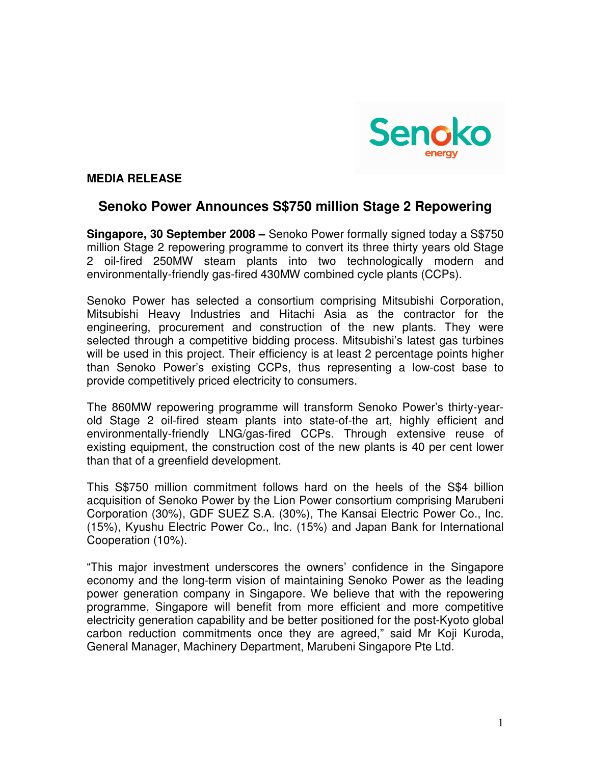**MEDIA RELEASE**

## Senoko Power Announces S$750 million Stage 2 Repowering

**Singapore, 30 September 2008 –** Senoko Power formally signed today a S$750 million Stage 2 repowering programme to convert its three thirty years old Stage 2 oil-fired 250MW steam plants into two technologically modern and environmentally-friendly gas-fired 430MW combined cycle plants (CCPs).

Senoko Power has selected a consortium comprising Mitsubishi Corporation, Mitsubishi Heavy Industries and Hitachi Asia as the contractor for the engineering, procurement and construction of the new plants. They were selected through a competitive bidding process. Mitsubishi's latest gas turbines will be used in this project. Their efficiency is at least 2 percentage points higher than Senoko Power's existing CCPs, thus representing a low-cost base to provide competitively priced electricity to consumers.

The 860MW repowering programme will transform Senoko Power's thirty-year-old Stage 2 oil-fired steam plants into state-of-the art, highly efficient and environmentally-friendly LNG/gas-fired CCPs. Through extensive reuse of existing equipment, the construction cost of the new plants is 40 per cent lower than that of a greenfield development.

This S$750 million commitment follows hard on the heels of the S$4 billion acquisition of Senoko Power by the Lion Power consortium comprising Marubeni Corporation (30%), GDF SUEZ S.A. (30%), The Kansai Electric Power Co., Inc. (15%), Kyushu Electric Power Co., Inc. (15%) and Japan Bank for International Cooperation (10%).

"This major investment underscores the owners' confidence in the Singapore economy and the long-term vision of maintaining Senoko Power as the leading power generation company in Singapore. We believe that with the repowering programme, Singapore will benefit from more efficient and more competitive electricity generation capability and be better positioned for the post-Kyoto global carbon reduction commitments once they are agreed," said Mr Koji Kuroda, General Manager, Machinery Department, Marubeni Singapore Pte Ltd.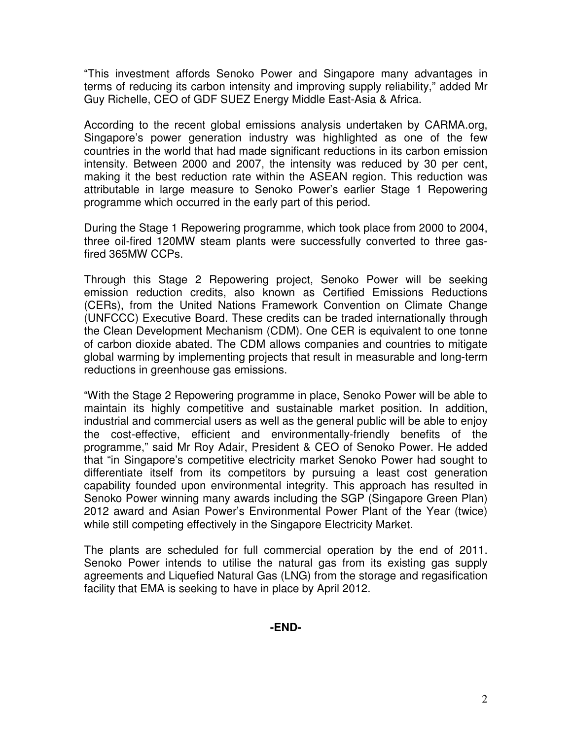"This investment affords Senoko Power and Singapore many advantages in terms of reducing its carbon intensity and improving supply reliability," added Mr Guy Richelle, CEO of GDF SUEZ Energy Middle East-Asia & Africa.

According to the recent global emissions analysis undertaken by CARMA.org, Singapore's power generation industry was highlighted as one of the few countries in the world that had made significant reductions in its carbon emission intensity. Between 2000 and 2007, the intensity was reduced by 30 per cent, making it the best reduction rate within the ASEAN region. This reduction was attributable in large measure to Senoko Power's earlier Stage 1 Repowering programme which occurred in the early part of this period.

During the Stage 1 Repowering programme, which took place from 2000 to 2004, three oil-fired 120MW steam plants were successfully converted to three gas-fired 365MW CCPs.

Through this Stage 2 Repowering project, Senoko Power will be seeking emission reduction credits, also known as Certified Emissions Reductions (CERs), from the United Nations Framework Convention on Climate Change (UNFCCC) Executive Board. These credits can be traded internationally through the Clean Development Mechanism (CDM). One CER is equivalent to one tonne of carbon dioxide abated. The CDM allows companies and countries to mitigate global warming by implementing projects that result in measurable and long-term reductions in greenhouse gas emissions.

"With the Stage 2 Repowering programme in place, Senoko Power will be able to maintain its highly competitive and sustainable market position. In addition, industrial and commercial users as well as the general public will be able to enjoy the cost-effective, efficient and environmentally-friendly benefits of the programme," said Mr Roy Adair, President & CEO of Senoko Power. He added that "in Singapore's competitive electricity market Senoko Power had sought to differentiate itself from its competitors by pursuing a least cost generation capability founded upon environmental integrity. This approach has resulted in Senoko Power winning many awards including the SGP (Singapore Green Plan) 2012 award and Asian Power's Environmental Power Plant of the Year (twice) while still competing effectively in the Singapore Electricity Market.

The plants are scheduled for full commercial operation by the end of 2011. Senoko Power intends to utilise the natural gas from its existing gas supply agreements and Liquefied Natural Gas (LNG) from the storage and regasification facility that EMA is seeking to have in place by April 2012.

**-END-**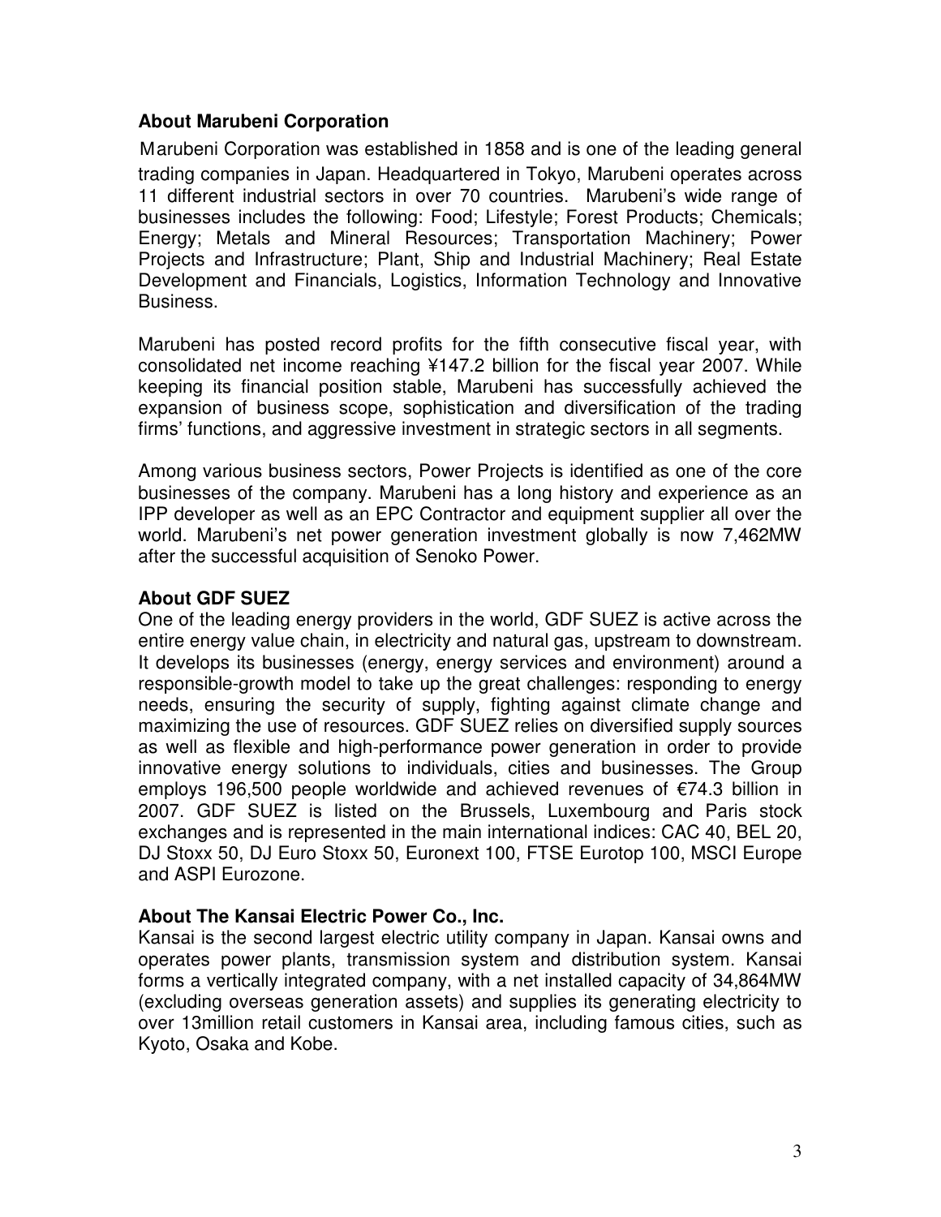## About Marubeni Corporation

Marubeni Corporation was established in 1858 and is one of the leading general trading companies in Japan. Headquartered in Tokyo, Marubeni operates across 11 different industrial sectors in over 70 countries. Marubeni's wide range of businesses includes the following: Food; Lifestyle; Forest Products; Chemicals; Energy; Metals and Mineral Resources; Transportation Machinery; Power Projects and Infrastructure; Plant, Ship and Industrial Machinery; Real Estate Development and Financials, Logistics, Information Technology and Innovative Business.

Marubeni has posted record profits for the fifth consecutive fiscal year, with consolidated net income reaching ¥147.2 billion for the fiscal year 2007. While keeping its financial position stable, Marubeni has successfully achieved the expansion of business scope, sophistication and diversification of the trading firms' functions, and aggressive investment in strategic sectors in all segments.

Among various business sectors, Power Projects is identified as one of the core businesses of the company. Marubeni has a long history and experience as an IPP developer as well as an EPC Contractor and equipment supplier all over the world. Marubeni's net power generation investment globally is now 7,462MW after the successful acquisition of Senoko Power.

## About GDF SUEZ

One of the leading energy providers in the world, GDF SUEZ is active across the entire energy value chain, in electricity and natural gas, upstream to downstream. It develops its businesses (energy, energy services and environment) around a responsible-growth model to take up the great challenges: responding to energy needs, ensuring the security of supply, fighting against climate change and maximizing the use of resources. GDF SUEZ relies on diversified supply sources as well as flexible and high-performance power generation in order to provide innovative energy solutions to individuals, cities and businesses. The Group employs 196,500 people worldwide and achieved revenues of €74.3 billion in 2007. GDF SUEZ is listed on the Brussels, Luxembourg and Paris stock exchanges and is represented in the main international indices: CAC 40, BEL 20, DJ Stoxx 50, DJ Euro Stoxx 50, Euronext 100, FTSE Eurotop 100, MSCI Europe and ASPI Eurozone.

## About The Kansai Electric Power Co., Inc.

Kansai is the second largest electric utility company in Japan. Kansai owns and operates power plants, transmission system and distribution system. Kansai forms a vertically integrated company, with a net installed capacity of 34,864MW (excluding overseas generation assets) and supplies its generating electricity to over 13million retail customers in Kansai area, including famous cities, such as Kyoto, Osaka and Kobe.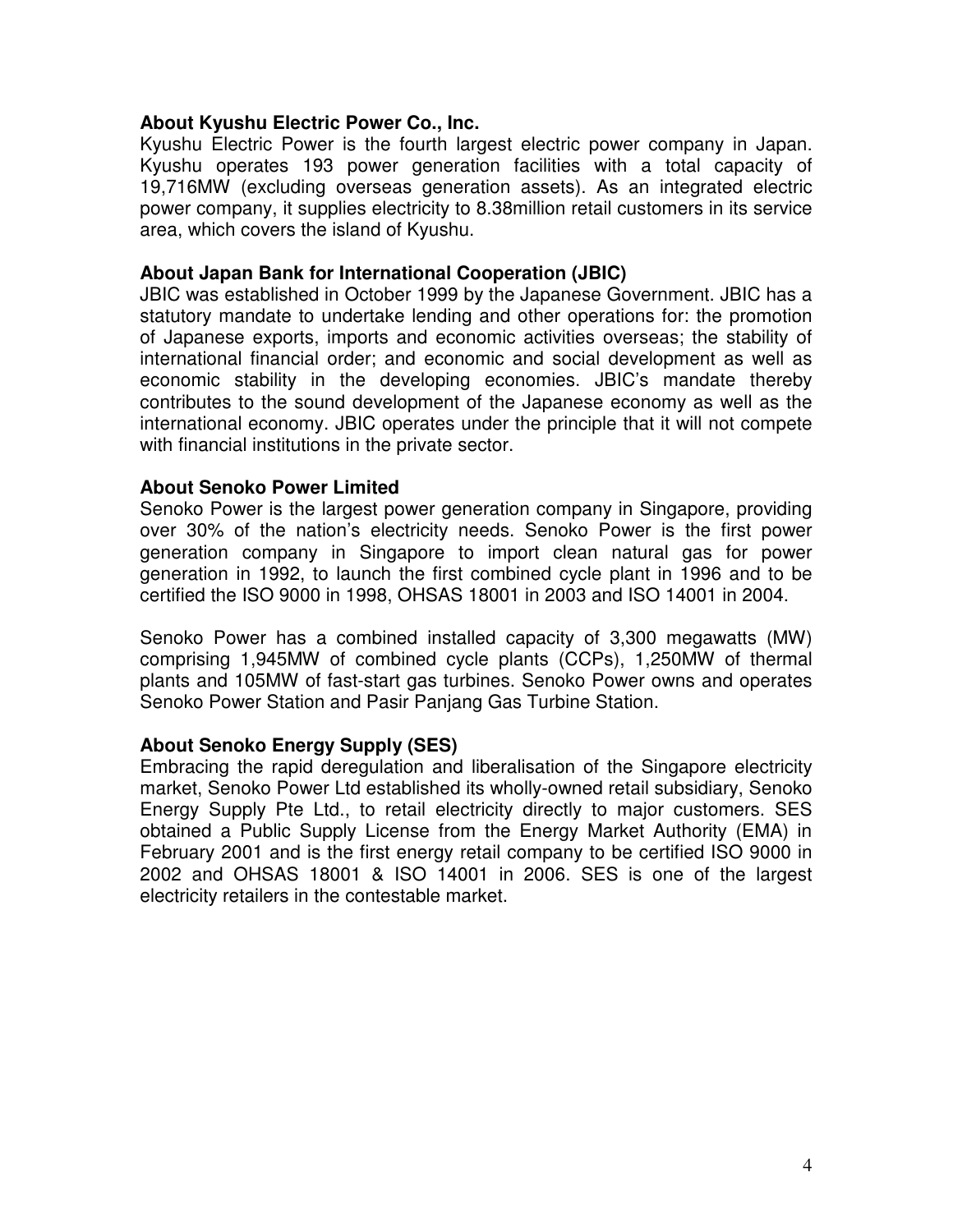**About Kyushu Electric Power Co., Inc.**

Kyushu Electric Power is the fourth largest electric power company in Japan. Kyushu operates 193 power generation facilities with a total capacity of 19,716MW (excluding overseas generation assets). As an integrated electric power company, it supplies electricity to 8.38million retail customers in its service area, which covers the island of Kyushu.

**About Japan Bank for International Cooperation (JBIC)**

JBIC was established in October 1999 by the Japanese Government. JBIC has a statutory mandate to undertake lending and other operations for: the promotion of Japanese exports, imports and economic activities overseas; the stability of international financial order; and economic and social development as well as economic stability in the developing economies. JBIC's mandate thereby contributes to the sound development of the Japanese economy as well as the international economy. JBIC operates under the principle that it will not compete with financial institutions in the private sector.

**About Senoko Power Limited**

Senoko Power is the largest power generation company in Singapore, providing over 30% of the nation's electricity needs. Senoko Power is the first power generation company in Singapore to import clean natural gas for power generation in 1992, to launch the first combined cycle plant in 1996 and to be certified the ISO 9000 in 1998, OHSAS 18001 in 2003 and ISO 14001 in 2004.

Senoko Power has a combined installed capacity of 3,300 megawatts (MW) comprising 1,945MW of combined cycle plants (CCPs), 1,250MW of thermal plants and 105MW of fast-start gas turbines. Senoko Power owns and operates Senoko Power Station and Pasir Panjang Gas Turbine Station.

**About Senoko Energy Supply (SES)**

Embracing the rapid deregulation and liberalisation of the Singapore electricity market, Senoko Power Ltd established its wholly-owned retail subsidiary, Senoko Energy Supply Pte Ltd., to retail electricity directly to major customers. SES obtained a Public Supply License from the Energy Market Authority (EMA) in February 2001 and is the first energy retail company to be certified ISO 9000 in 2002 and OHSAS 18001 & ISO 14001 in 2006. SES is one of the largest electricity retailers in the contestable market.